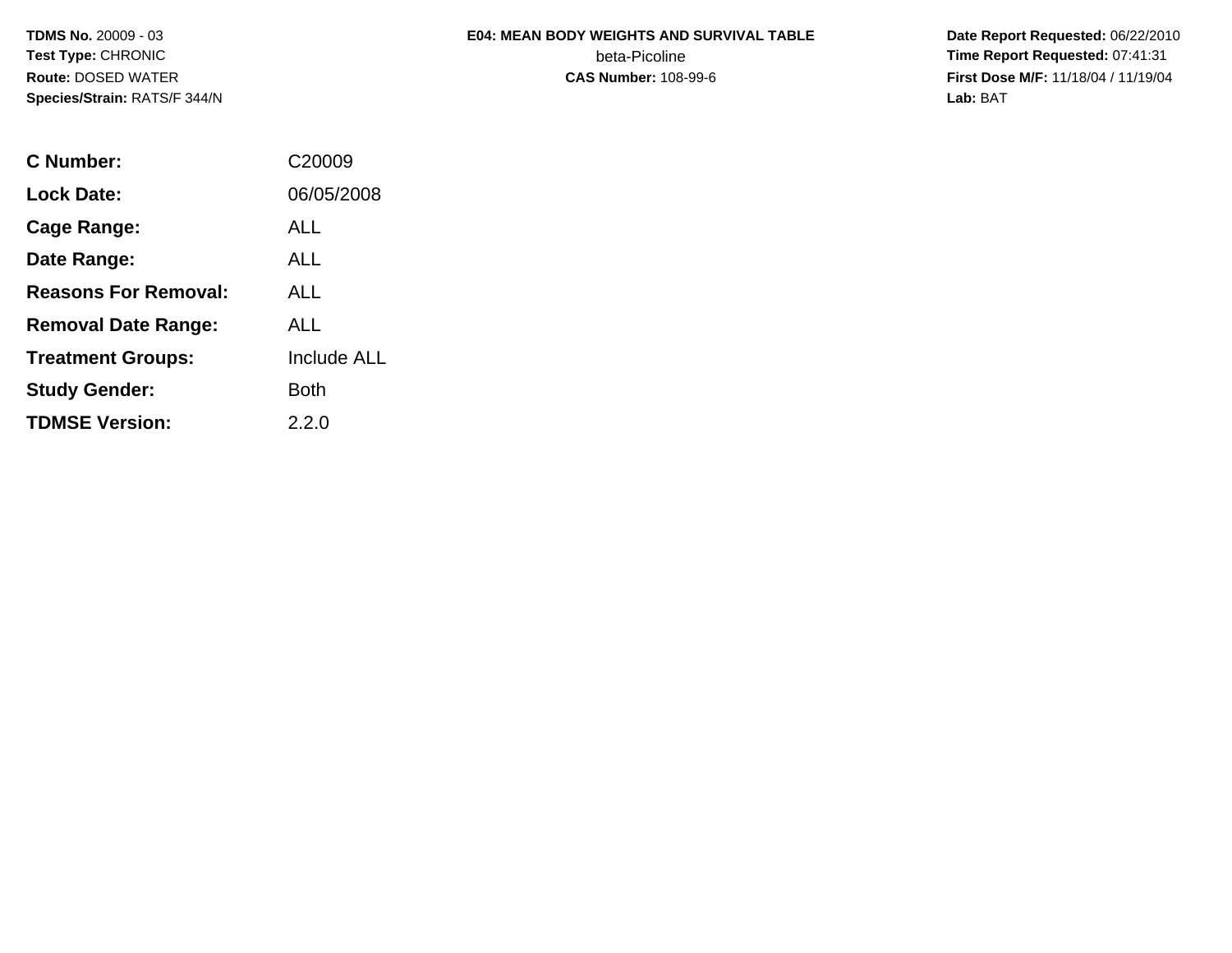**TDMS No.** 20009 - 03
**Test Type:** CHRONIC
**Route:** DOSED WATER
**Species/Strain:** RATS/F 344/N

**E04: MEAN BODY WEIGHTS AND SURVIVAL TABLE**
beta-Picoline
**CAS Number:** 108-99-6

**Date Report Requested:** 06/22/2010
**Time Report Requested:** 07:41:31
**First Dose M/F:** 11/18/04 / 11/19/04
**Lab:** BAT

| | |
|---|---|
| **C Number:** | C20009 |
| **Lock Date:** | 06/05/2008 |
| **Cage Range:** | ALL |
| **Date Range:** | ALL |
| **Reasons For Removal:** | ALL |
| **Removal Date Range:** | ALL |
| **Treatment Groups:** | Include ALL |
| **Study Gender:** | Both |
| **TDMSE Version:** | 2.2.0 |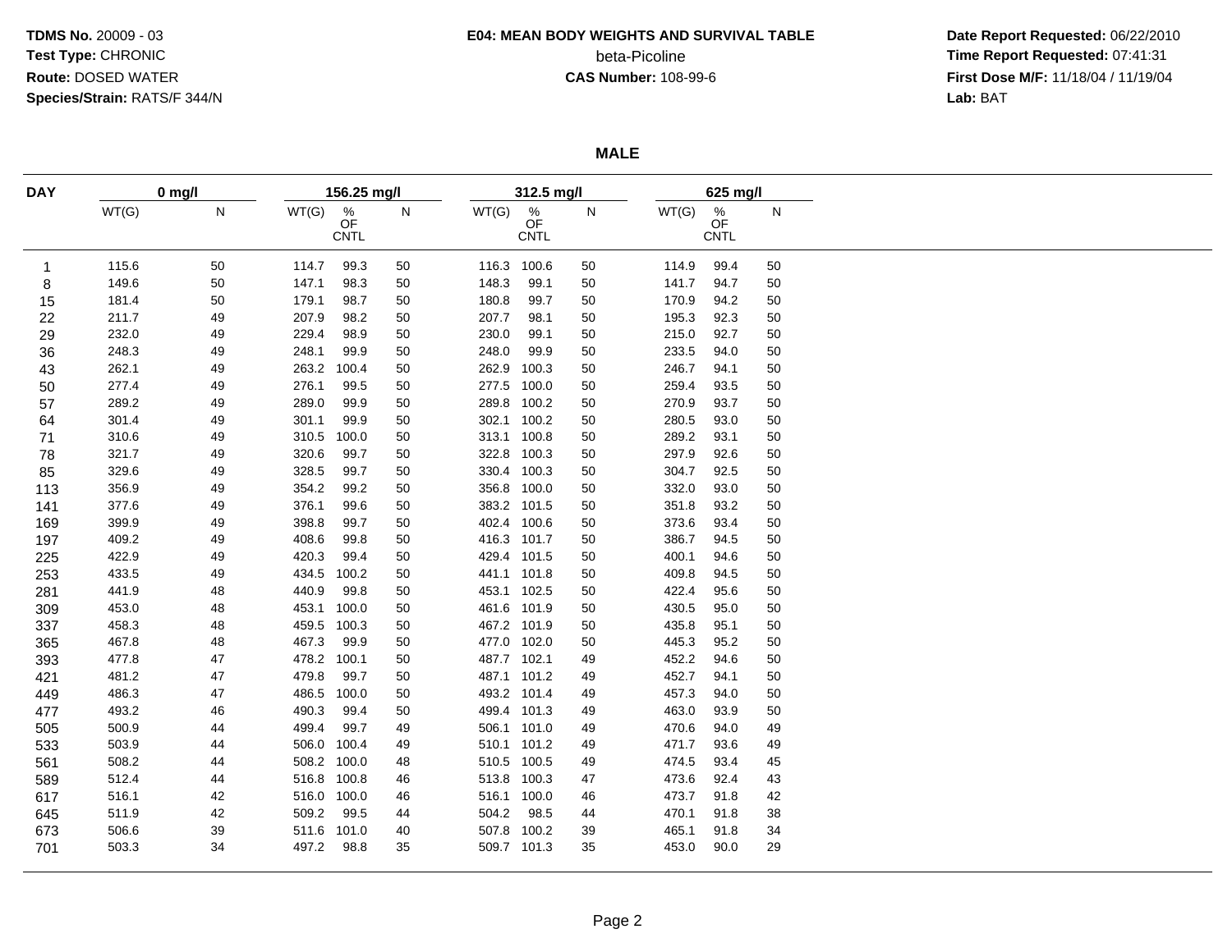**TDMS No.** 20009 - 03
**Test Type:** CHRONIC
**Route:** DOSED WATER
**Species/Strain:** RATS/F 344/N

**E04: MEAN BODY WEIGHTS AND SURVIVAL TABLE**
beta-Picoline
**CAS Number:** 108-99-6

**Date Report Requested:** 06/22/2010
**Time Report Requested:** 07:41:31
**First Dose M/F:** 11/18/04 / 11/19/04
**Lab:** BAT

## MALE

| DAY | 0 mg/l | | 156.25 mg/l | | | 312.5 mg/l | | | 625 mg/l | | |
|---|---|---|---|---|---|---|---|---|---|---|---|
| | WT(G) | N | WT(G) | % OF CNTL | N | WT(G) | % OF CNTL | N | WT(G) | % OF CNTL | N |
| 1 | 115.6 | 50 | 114.7 | 99.3 | 50 | 116.3 | 100.6 | 50 | 114.9 | 99.4 | 50 |
| 8 | 149.6 | 50 | 147.1 | 98.3 | 50 | 148.3 | 99.1 | 50 | 141.7 | 94.7 | 50 |
| 15 | 181.4 | 50 | 179.1 | 98.7 | 50 | 180.8 | 99.7 | 50 | 170.9 | 94.2 | 50 |
| 22 | 211.7 | 49 | 207.9 | 98.2 | 50 | 207.7 | 98.1 | 50 | 195.3 | 92.3 | 50 |
| 29 | 232.0 | 49 | 229.4 | 98.9 | 50 | 230.0 | 99.1 | 50 | 215.0 | 92.7 | 50 |
| 36 | 248.3 | 49 | 248.1 | 99.9 | 50 | 248.0 | 99.9 | 50 | 233.5 | 94.0 | 50 |
| 43 | 262.1 | 49 | 263.2 | 100.4 | 50 | 262.9 | 100.3 | 50 | 246.7 | 94.1 | 50 |
| 50 | 277.4 | 49 | 276.1 | 99.5 | 50 | 277.5 | 100.0 | 50 | 259.4 | 93.5 | 50 |
| 57 | 289.2 | 49 | 289.0 | 99.9 | 50 | 289.8 | 100.2 | 50 | 270.9 | 93.7 | 50 |
| 64 | 301.4 | 49 | 301.1 | 99.9 | 50 | 302.1 | 100.2 | 50 | 280.5 | 93.0 | 50 |
| 71 | 310.6 | 49 | 310.5 | 100.0 | 50 | 313.1 | 100.8 | 50 | 289.2 | 93.1 | 50 |
| 78 | 321.7 | 49 | 320.6 | 99.7 | 50 | 322.8 | 100.3 | 50 | 297.9 | 92.6 | 50 |
| 85 | 329.6 | 49 | 328.5 | 99.7 | 50 | 330.4 | 100.3 | 50 | 304.7 | 92.5 | 50 |
| 113 | 356.9 | 49 | 354.2 | 99.2 | 50 | 356.8 | 100.0 | 50 | 332.0 | 93.0 | 50 |
| 141 | 377.6 | 49 | 376.1 | 99.6 | 50 | 383.2 | 101.5 | 50 | 351.8 | 93.2 | 50 |
| 169 | 399.9 | 49 | 398.8 | 99.7 | 50 | 402.4 | 100.6 | 50 | 373.6 | 93.4 | 50 |
| 197 | 409.2 | 49 | 408.6 | 99.8 | 50 | 416.3 | 101.7 | 50 | 386.7 | 94.5 | 50 |
| 225 | 422.9 | 49 | 420.3 | 99.4 | 50 | 429.4 | 101.5 | 50 | 400.1 | 94.6 | 50 |
| 253 | 433.5 | 49 | 434.5 | 100.2 | 50 | 441.1 | 101.8 | 50 | 409.8 | 94.5 | 50 |
| 281 | 441.9 | 48 | 440.9 | 99.8 | 50 | 453.1 | 102.5 | 50 | 422.4 | 95.6 | 50 |
| 309 | 453.0 | 48 | 453.1 | 100.0 | 50 | 461.6 | 101.9 | 50 | 430.5 | 95.0 | 50 |
| 337 | 458.3 | 48 | 459.5 | 100.3 | 50 | 467.2 | 101.9 | 50 | 435.8 | 95.1 | 50 |
| 365 | 467.8 | 48 | 467.3 | 99.9 | 50 | 477.0 | 102.0 | 50 | 445.3 | 95.2 | 50 |
| 393 | 477.8 | 47 | 478.2 | 100.1 | 50 | 487.7 | 102.1 | 49 | 452.2 | 94.6 | 50 |
| 421 | 481.2 | 47 | 479.8 | 99.7 | 50 | 487.1 | 101.2 | 49 | 452.7 | 94.1 | 50 |
| 449 | 486.3 | 47 | 486.5 | 100.0 | 50 | 493.2 | 101.4 | 49 | 457.3 | 94.0 | 50 |
| 477 | 493.2 | 46 | 490.3 | 99.4 | 50 | 499.4 | 101.3 | 49 | 463.0 | 93.9 | 50 |
| 505 | 500.9 | 44 | 499.4 | 99.7 | 49 | 506.1 | 101.0 | 49 | 470.6 | 94.0 | 49 |
| 533 | 503.9 | 44 | 506.0 | 100.4 | 49 | 510.1 | 101.2 | 49 | 471.7 | 93.6 | 49 |
| 561 | 508.2 | 44 | 508.2 | 100.0 | 48 | 510.5 | 100.5 | 49 | 474.5 | 93.4 | 45 |
| 589 | 512.4 | 44 | 516.8 | 100.8 | 46 | 513.8 | 100.3 | 47 | 473.6 | 92.4 | 43 |
| 617 | 516.1 | 42 | 516.0 | 100.0 | 46 | 516.1 | 100.0 | 46 | 473.7 | 91.8 | 42 |
| 645 | 511.9 | 42 | 509.2 | 99.5 | 44 | 504.2 | 98.5 | 44 | 470.1 | 91.8 | 38 |
| 673 | 506.6 | 39 | 511.6 | 101.0 | 40 | 507.8 | 100.2 | 39 | 465.1 | 91.8 | 34 |
| 701 | 503.3 | 34 | 497.2 | 98.8 | 35 | 509.7 | 101.3 | 35 | 453.0 | 90.0 | 29 |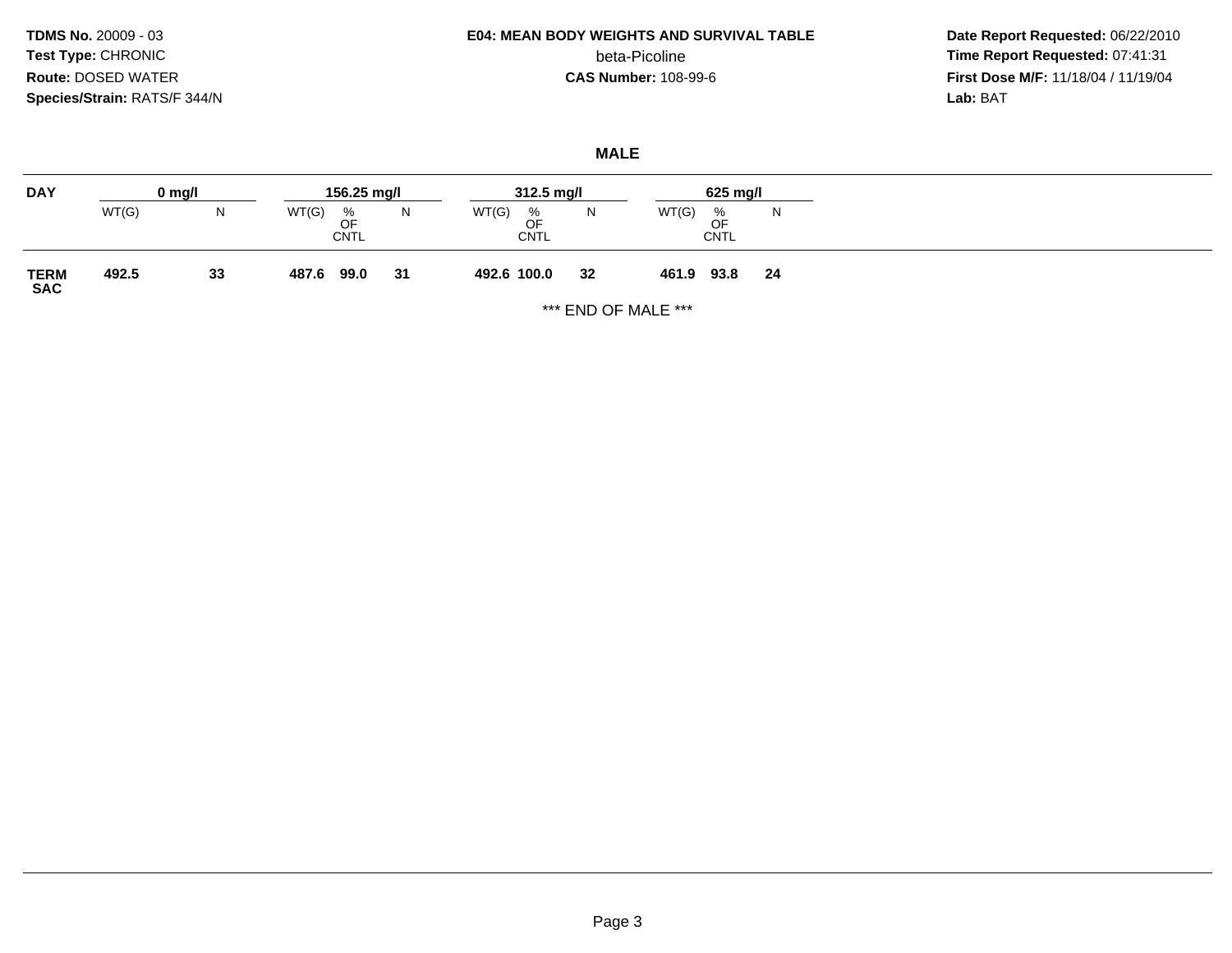**TDMS No.** 20009 - 03
**Test Type:** CHRONIC
**Route:** DOSED WATER
**Species/Strain:** RATS/F 344/N

**E04: MEAN BODY WEIGHTS AND SURVIVAL TABLE**
beta-Picoline
**CAS Number:** 108-99-6

**Date Report Requested:** 06/22/2010
**Time Report Requested:** 07:41:31
**First Dose M/F:** 11/18/04 / 11/19/04
**Lab:** BAT

## MALE

| DAY | 0 mg/l | | 156.25 mg/l | | | 312.5 mg/l | | | 625 mg/l | | |
|---|---|---|---|---|---|---|---|---|---|---|---|
| | WT(G) | N | WT(G) | % OF CNTL | N | WT(G) | % OF CNTL | N | WT(G) | % OF CNTL | N |
| **TERM SAC** | **492.5** | **33** | **487.6** | **99.0** | **31** | **492.6** | **100.0** | **32** | **461.9** | **93.8** | **24** |

*** END OF MALE ***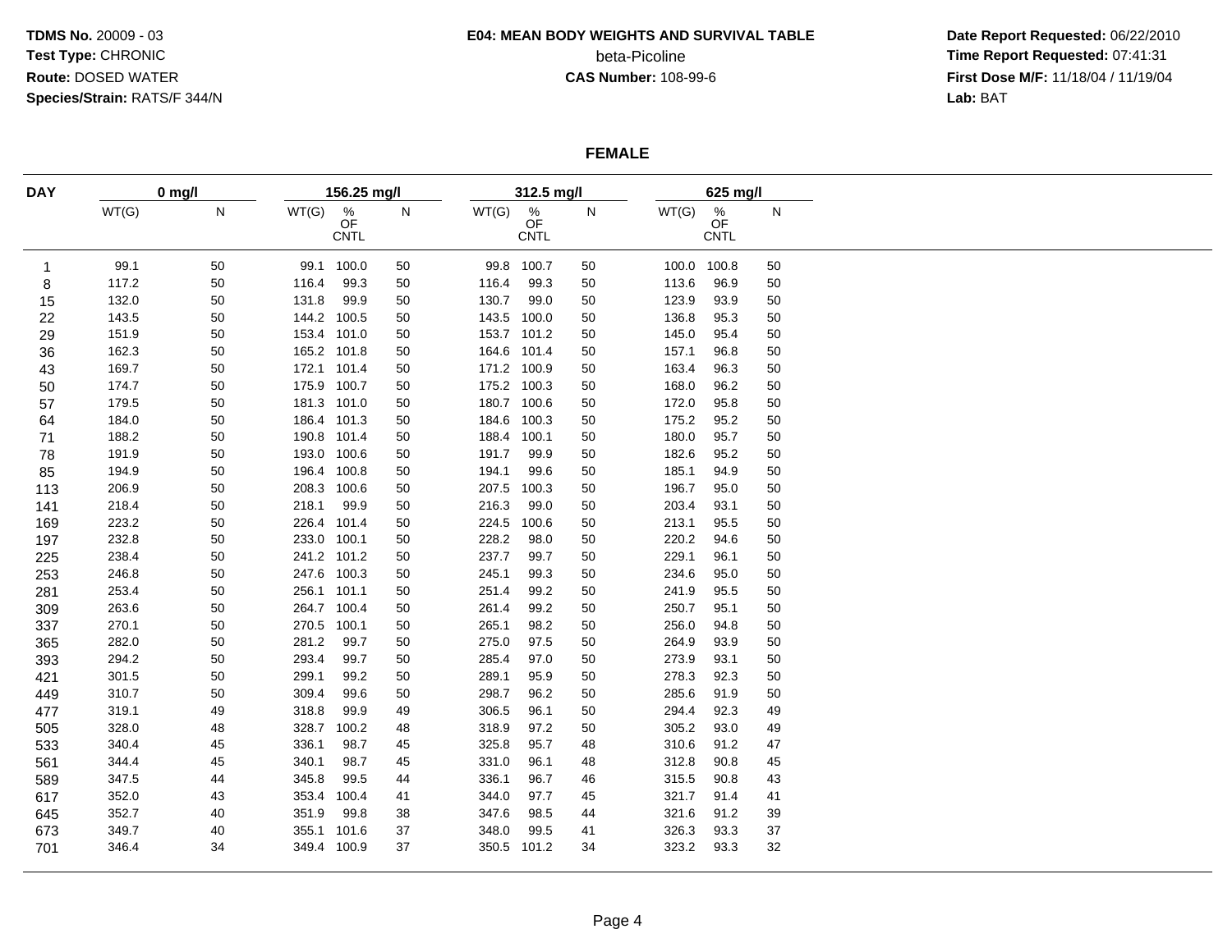**TDMS No.** 20009 - 03
**Test Type:** CHRONIC
**Route:** DOSED WATER
**Species/Strain:** RATS/F 344/N

**E04: MEAN BODY WEIGHTS AND SURVIVAL TABLE**
beta-Picoline
**CAS Number:** 108-99-6

**Date Report Requested:** 06/22/2010
**Time Report Requested:** 07:41:31
**First Dose M/F:** 11/18/04 / 11/19/04
**Lab:** BAT

## FEMALE

| DAY | 0 mg/l | | 156.25 mg/l | | | 312.5 mg/l | | | 625 mg/l | | |
|---|---|---|---|---|---|---|---|---|---|---|---|
| | WT(G) | N | WT(G) | % OF CNTL | N | WT(G) | % OF CNTL | N | WT(G) | % OF CNTL | N |
| 1 | 99.1 | 50 | 99.1 | 100.0 | 50 | 99.8 | 100.7 | 50 | 100.0 | 100.8 | 50 |
| 8 | 117.2 | 50 | 116.4 | 99.3 | 50 | 116.4 | 99.3 | 50 | 113.6 | 96.9 | 50 |
| 15 | 132.0 | 50 | 131.8 | 99.9 | 50 | 130.7 | 99.0 | 50 | 123.9 | 93.9 | 50 |
| 22 | 143.5 | 50 | 144.2 | 100.5 | 50 | 143.5 | 100.0 | 50 | 136.8 | 95.3 | 50 |
| 29 | 151.9 | 50 | 153.4 | 101.0 | 50 | 153.7 | 101.2 | 50 | 145.0 | 95.4 | 50 |
| 36 | 162.3 | 50 | 165.2 | 101.8 | 50 | 164.6 | 101.4 | 50 | 157.1 | 96.8 | 50 |
| 43 | 169.7 | 50 | 172.1 | 101.4 | 50 | 171.2 | 100.9 | 50 | 163.4 | 96.3 | 50 |
| 50 | 174.7 | 50 | 175.9 | 100.7 | 50 | 175.2 | 100.3 | 50 | 168.0 | 96.2 | 50 |
| 57 | 179.5 | 50 | 181.3 | 101.0 | 50 | 180.7 | 100.6 | 50 | 172.0 | 95.8 | 50 |
| 64 | 184.0 | 50 | 186.4 | 101.3 | 50 | 184.6 | 100.3 | 50 | 175.2 | 95.2 | 50 |
| 71 | 188.2 | 50 | 190.8 | 101.4 | 50 | 188.4 | 100.1 | 50 | 180.0 | 95.7 | 50 |
| 78 | 191.9 | 50 | 193.0 | 100.6 | 50 | 191.7 | 99.9 | 50 | 182.6 | 95.2 | 50 |
| 85 | 194.9 | 50 | 196.4 | 100.8 | 50 | 194.1 | 99.6 | 50 | 185.1 | 94.9 | 50 |
| 113 | 206.9 | 50 | 208.3 | 100.6 | 50 | 207.5 | 100.3 | 50 | 196.7 | 95.0 | 50 |
| 141 | 218.4 | 50 | 218.1 | 99.9 | 50 | 216.3 | 99.0 | 50 | 203.4 | 93.1 | 50 |
| 169 | 223.2 | 50 | 226.4 | 101.4 | 50 | 224.5 | 100.6 | 50 | 213.1 | 95.5 | 50 |
| 197 | 232.8 | 50 | 233.0 | 100.1 | 50 | 228.2 | 98.0 | 50 | 220.2 | 94.6 | 50 |
| 225 | 238.4 | 50 | 241.2 | 101.2 | 50 | 237.7 | 99.7 | 50 | 229.1 | 96.1 | 50 |
| 253 | 246.8 | 50 | 247.6 | 100.3 | 50 | 245.1 | 99.3 | 50 | 234.6 | 95.0 | 50 |
| 281 | 253.4 | 50 | 256.1 | 101.1 | 50 | 251.4 | 99.2 | 50 | 241.9 | 95.5 | 50 |
| 309 | 263.6 | 50 | 264.7 | 100.4 | 50 | 261.4 | 99.2 | 50 | 250.7 | 95.1 | 50 |
| 337 | 270.1 | 50 | 270.5 | 100.1 | 50 | 265.1 | 98.2 | 50 | 256.0 | 94.8 | 50 |
| 365 | 282.0 | 50 | 281.2 | 99.7 | 50 | 275.0 | 97.5 | 50 | 264.9 | 93.9 | 50 |
| 393 | 294.2 | 50 | 293.4 | 99.7 | 50 | 285.4 | 97.0 | 50 | 273.9 | 93.1 | 50 |
| 421 | 301.5 | 50 | 299.1 | 99.2 | 50 | 289.1 | 95.9 | 50 | 278.3 | 92.3 | 50 |
| 449 | 310.7 | 50 | 309.4 | 99.6 | 50 | 298.7 | 96.2 | 50 | 285.6 | 91.9 | 50 |
| 477 | 319.1 | 49 | 318.8 | 99.9 | 49 | 306.5 | 96.1 | 50 | 294.4 | 92.3 | 49 |
| 505 | 328.0 | 48 | 328.7 | 100.2 | 48 | 318.9 | 97.2 | 50 | 305.2 | 93.0 | 49 |
| 533 | 340.4 | 45 | 336.1 | 98.7 | 45 | 325.8 | 95.7 | 48 | 310.6 | 91.2 | 47 |
| 561 | 344.4 | 45 | 340.1 | 98.7 | 45 | 331.0 | 96.1 | 48 | 312.8 | 90.8 | 45 |
| 589 | 347.5 | 44 | 345.8 | 99.5 | 44 | 336.1 | 96.7 | 46 | 315.5 | 90.8 | 43 |
| 617 | 352.0 | 43 | 353.4 | 100.4 | 41 | 344.0 | 97.7 | 45 | 321.7 | 91.4 | 41 |
| 645 | 352.7 | 40 | 351.9 | 99.8 | 38 | 347.6 | 98.5 | 44 | 321.6 | 91.2 | 39 |
| 673 | 349.7 | 40 | 355.1 | 101.6 | 37 | 348.0 | 99.5 | 41 | 326.3 | 93.3 | 37 |
| 701 | 346.4 | 34 | 349.4 | 100.9 | 37 | 350.5 | 101.2 | 34 | 323.2 | 93.3 | 32 |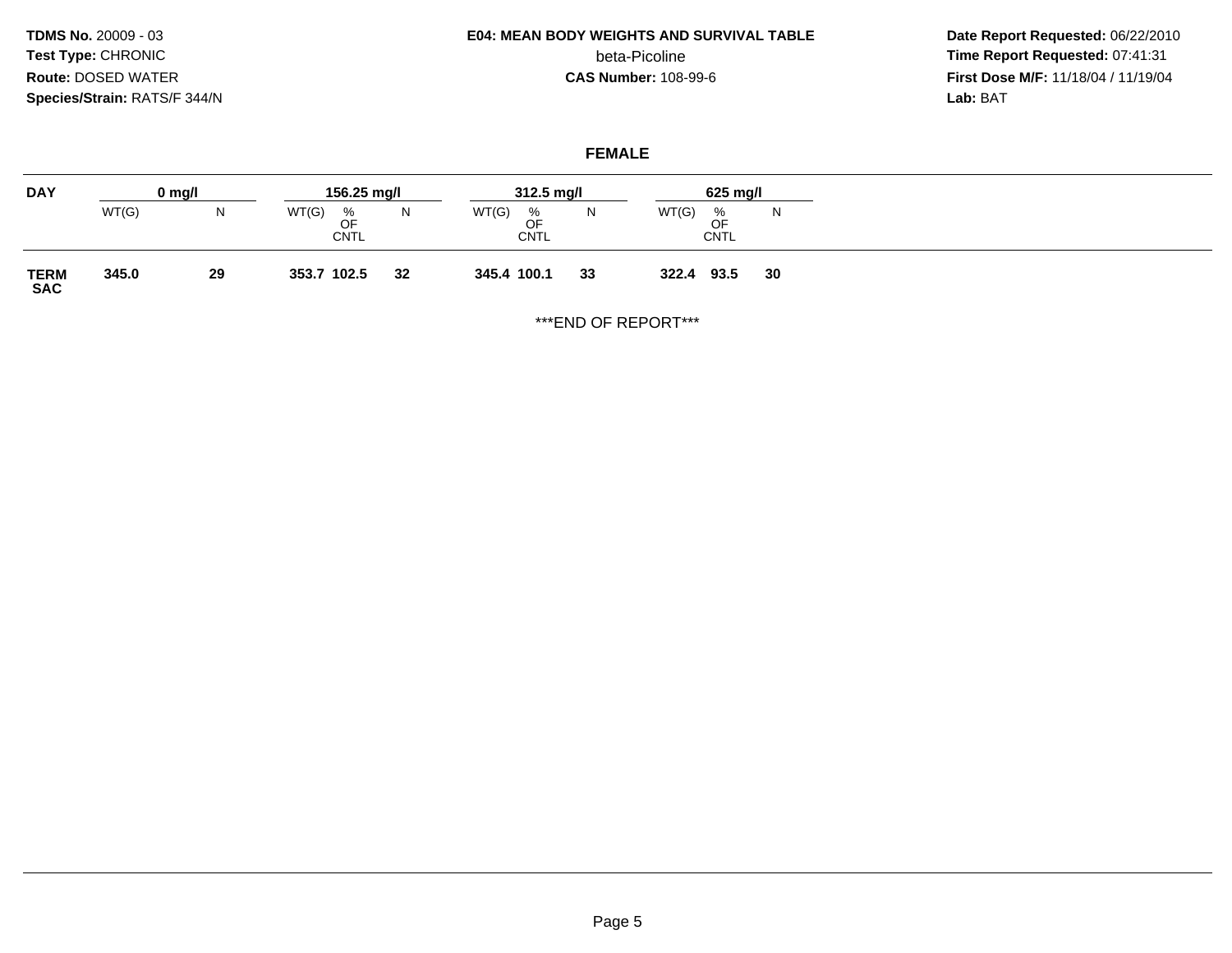**TDMS No.** 20009 - 03
**Test Type:** CHRONIC
**Route:** DOSED WATER
**Species/Strain:** RATS/F 344/N

**E04: MEAN BODY WEIGHTS AND SURVIVAL TABLE**
beta-Picoline
**CAS Number:** 108-99-6

**Date Report Requested:** 06/22/2010
**Time Report Requested:** 07:41:31
**First Dose M/F:** 11/18/04 / 11/19/04
**Lab:** BAT

## FEMALE

| DAY | 0 mg/l | | 156.25 mg/l | | | 312.5 mg/l | | | 625 mg/l | | |
|---|---|---|---|---|---|---|---|---|---|---|---|
| | WT(G) | N | WT(G) | % OF CNTL | N | WT(G) | % OF CNTL | N | WT(G) | % OF CNTL | N |
| **TERM SAC** | **345.0** | **29** | **353.7** | **102.5** | **32** | **345.4** | **100.1** | **33** | **322.4** | **93.5** | **30** |

***END OF REPORT***